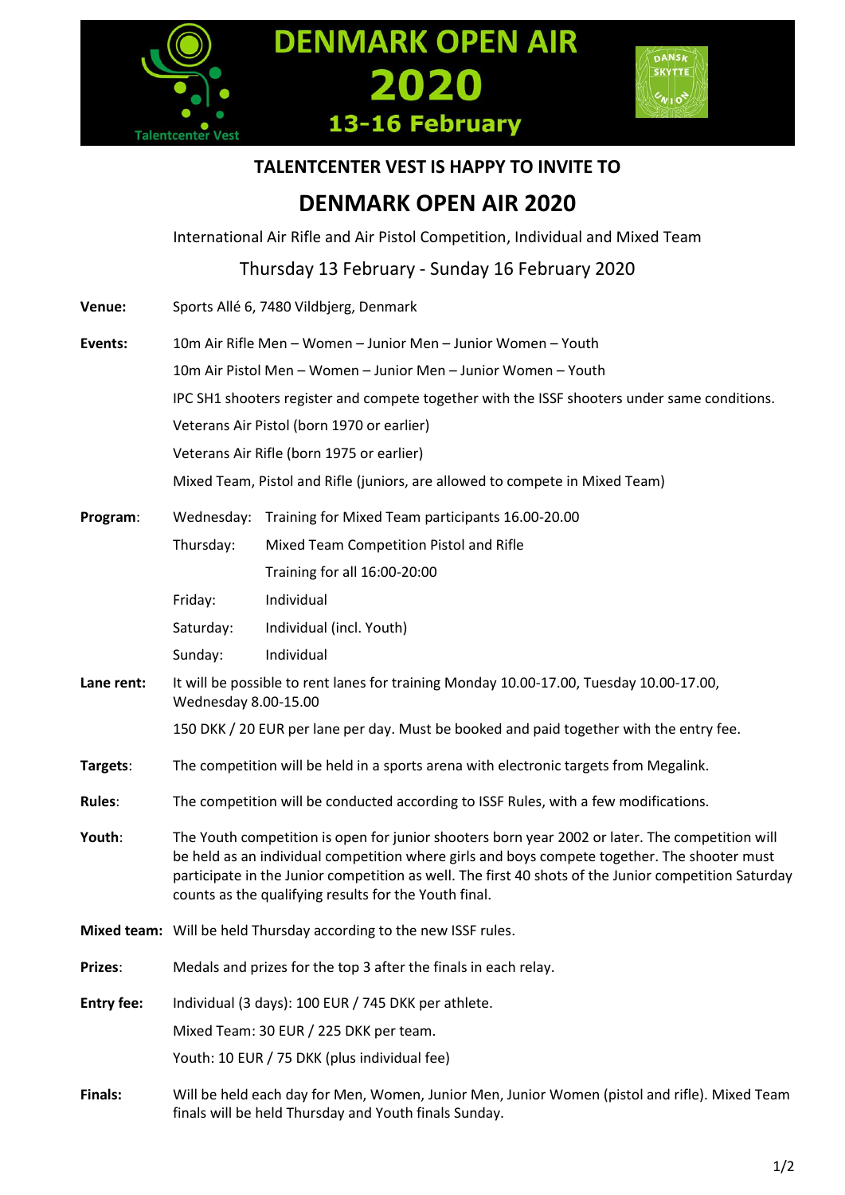# DENMARK OPEN AIR 2020

**13-16 February**

Talentcenter Vest

DANSK SKYTTE UNION

## TALENTCENTER VEST IS HAPPY TO INVITE TO

# DENMARK OPEN AIR 2020

International Air Rifle and Air Pistol Competition, Individual and Mixed Team

Thursday 13 February - Sunday 16 February 2020

**Venue:** Sports Allé 6, 7480 Vildbjerg, Denmark

**Events:**

10m Air Rifle Men – Women – Junior Men – Junior Women – Youth

10m Air Pistol Men – Women – Junior Men – Junior Women – Youth

IPC SH1 shooters register and compete together with the ISSF shooters under same conditions.

Veterans Air Pistol (born 1970 or earlier)

Veterans Air Rifle (born 1975 or earlier)

Mixed Team, Pistol and Rifle (juniors, are allowed to compete in Mixed Team)

**Program:**

| | |
|---|---|
| Wednesday: | Training for Mixed Team participants 16.00-20.00 |
| Thursday: | Mixed Team Competition Pistol and Rifle |
| | Training for all 16:00-20:00 |
| Friday: | Individual |
| Saturday: | Individual (incl. Youth) |
| Sunday: | Individual |

**Lane rent:** It will be possible to rent lanes for training Monday 10.00-17.00, Tuesday 10.00-17.00, Wednesday 8.00-15.00

150 DKK / 20 EUR per lane per day. Must be booked and paid together with the entry fee.

**Targets:** The competition will be held in a sports arena with electronic targets from Megalink.

**Rules:** The competition will be conducted according to ISSF Rules, with a few modifications.

**Youth:** The Youth competition is open for junior shooters born year 2002 or later. The competition will be held as an individual competition where girls and boys compete together. The shooter must participate in the Junior competition as well. The first 40 shots of the Junior competition Saturday counts as the qualifying results for the Youth final.

**Mixed team:** Will be held Thursday according to the new ISSF rules.

**Prizes:** Medals and prizes for the top 3 after the finals in each relay.

**Entry fee:**

Individual (3 days): 100 EUR / 745 DKK per athlete.

Mixed Team: 30 EUR / 225 DKK per team.

Youth: 10 EUR / 75 DKK (plus individual fee)

**Finals:** Will be held each day for Men, Women, Junior Men, Junior Women (pistol and rifle). Mixed Team finals will be held Thursday and Youth finals Sunday.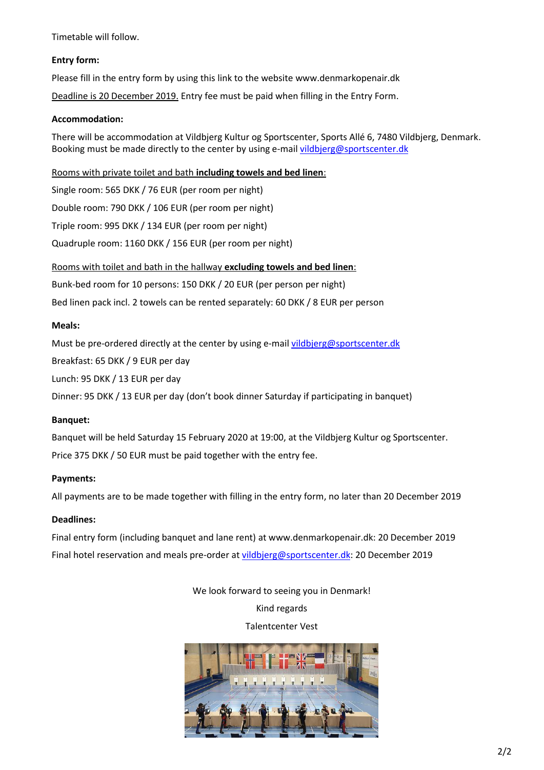Timetable will follow.

**Entry form:**

Please fill in the entry form by using this link to the website www.denmarkopenair.dk

Deadline is 20 December 2019. Entry fee must be paid when filling in the Entry Form.

**Accommodation:**

There will be accommodation at Vildbjerg Kultur og Sportscenter, Sports Allé 6, 7480 Vildbjerg, Denmark. Booking must be made directly to the center by using e-mail vildbjerg@sportscenter.dk

Rooms with private toilet and bath **including towels and bed linen**:

Single room: 565 DKK / 76 EUR (per room per night)

Double room: 790 DKK / 106 EUR (per room per night)

Triple room: 995 DKK / 134 EUR (per room per night)

Quadruple room: 1160 DKK / 156 EUR (per room per night)

Rooms with toilet and bath in the hallway **excluding towels and bed linen**:

Bunk-bed room for 10 persons: 150 DKK / 20 EUR (per person per night)

Bed linen pack incl. 2 towels can be rented separately: 60 DKK / 8 EUR per person

**Meals:**

Must be pre-ordered directly at the center by using e-mail vildbjerg@sportscenter.dk

Breakfast: 65 DKK / 9 EUR per day

Lunch: 95 DKK / 13 EUR per day

Dinner: 95 DKK / 13 EUR per day (don't book dinner Saturday if participating in banquet)

**Banquet:**

Banquet will be held Saturday 15 February 2020 at 19:00, at the Vildbjerg Kultur og Sportscenter.

Price 375 DKK / 50 EUR must be paid together with the entry fee.

**Payments:**

All payments are to be made together with filling in the entry form, no later than 20 December 2019

**Deadlines:**

Final entry form (including banquet and lane rent) at www.denmarkopenair.dk: 20 December 2019

Final hotel reservation and meals pre-order at vildbjerg@sportscenter.dk: 20 December 2019

We look forward to seeing you in Denmark!

Kind regards

Talentcenter Vest